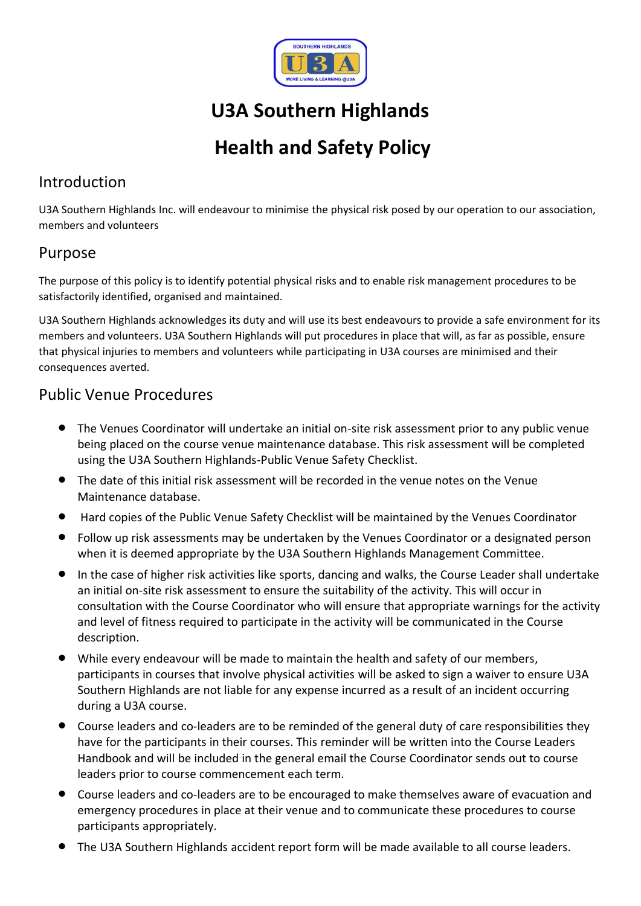# U3A Southern Highlands

# Health and Safety Policy

## Introduction

U3A Southern Highlands Inc. will endeavour to minimise the physical risk posed by our operation to our association, members and volunteers

## Purpose

The purpose of this policy is to identify potential physical risks and to enable risk management procedures to be satisfactorily identified, organised and maintained.

U3A Southern Highlands acknowledges its duty and will use its best endeavours to provide a safe environment for its members and volunteers. U3A Southern Highlands will put procedures in place that will, as far as possible, ensure that physical injuries to members and volunteers while participating in U3A courses are minimised and their consequences averted.

## Public Venue Procedures

- The Venues Coordinator will undertake an initial on-site risk assessment prior to any public venue being placed on the course venue maintenance database. This risk assessment will be completed using the U3A Southern Highlands-Public Venue Safety Checklist.
- The date of this initial risk assessment will be recorded in the venue notes on the Venue Maintenance database.
- Hard copies of the Public Venue Safety Checklist will be maintained by the Venues Coordinator
- Follow up risk assessments may be undertaken by the Venues Coordinator or a designated person when it is deemed appropriate by the U3A Southern Highlands Management Committee.
- In the case of higher risk activities like sports, dancing and walks, the Course Leader shall undertake an initial on-site risk assessment to ensure the suitability of the activity. This will occur in consultation with the Course Coordinator who will ensure that appropriate warnings for the activity and level of fitness required to participate in the activity will be communicated in the Course description.
- While every endeavour will be made to maintain the health and safety of our members, participants in courses that involve physical activities will be asked to sign a waiver to ensure U3A Southern Highlands are not liable for any expense incurred as a result of an incident occurring during a U3A course.
- Course leaders and co-leaders are to be reminded of the general duty of care responsibilities they have for the participants in their courses. This reminder will be written into the Course Leaders Handbook and will be included in the general email the Course Coordinator sends out to course leaders prior to course commencement each term.
- Course leaders and co-leaders are to be encouraged to make themselves aware of evacuation and emergency procedures in place at their venue and to communicate these procedures to course participants appropriately.
- The U3A Southern Highlands accident report form will be made available to all course leaders.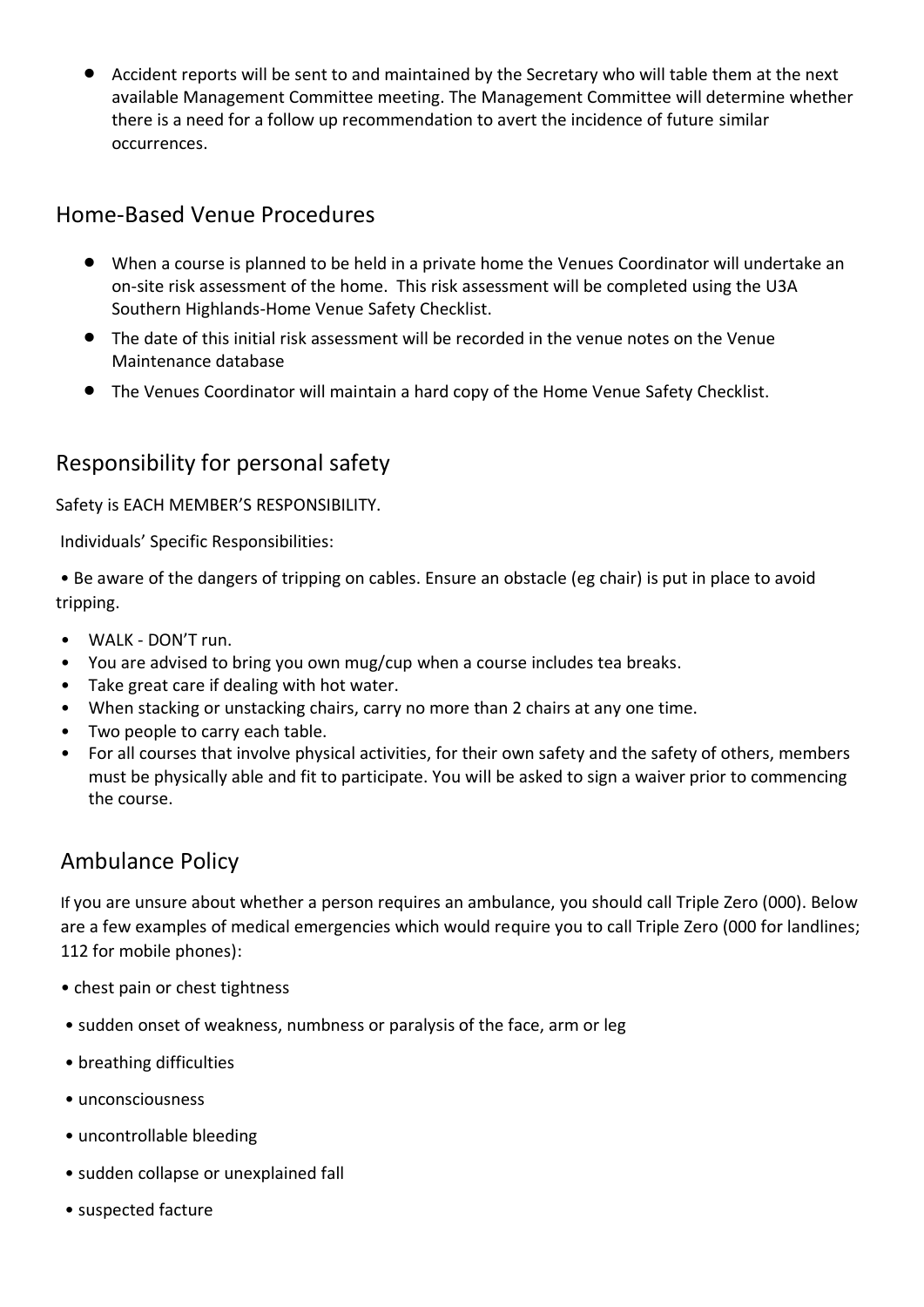- Accident reports will be sent to and maintained by the Secretary who will table them at the next available Management Committee meeting. The Management Committee will determine whether there is a need for a follow up recommendation to avert the incidence of future similar occurrences.

## Home-Based Venue Procedures

- When a course is planned to be held in a private home the Venues Coordinator will undertake an on-site risk assessment of the home. This risk assessment will be completed using the U3A Southern Highlands-Home Venue Safety Checklist.
- The date of this initial risk assessment will be recorded in the venue notes on the Venue Maintenance database
- The Venues Coordinator will maintain a hard copy of the Home Venue Safety Checklist.

## Responsibility for personal safety

Safety is EACH MEMBER'S RESPONSIBILITY.

Individuals' Specific Responsibilities:

- Be aware of the dangers of tripping on cables. Ensure an obstacle (eg chair) is put in place to avoid tripping.
- WALK - DON'T run.
- You are advised to bring you own mug/cup when a course includes tea breaks.
- Take great care if dealing with hot water.
- When stacking or unstacking chairs, carry no more than 2 chairs at any one time.
- Two people to carry each table.
- For all courses that involve physical activities, for their own safety and the safety of others, members must be physically able and fit to participate. You will be asked to sign a waiver prior to commencing the course.

## Ambulance Policy

If you are unsure about whether a person requires an ambulance, you should call Triple Zero (000). Below are a few examples of medical emergencies which would require you to call Triple Zero (000 for landlines; 112 for mobile phones):

- chest pain or chest tightness
- sudden onset of weakness, numbness or paralysis of the face, arm or leg
- breathing difficulties
- unconsciousness
- uncontrollable bleeding
- sudden collapse or unexplained fall
- suspected facture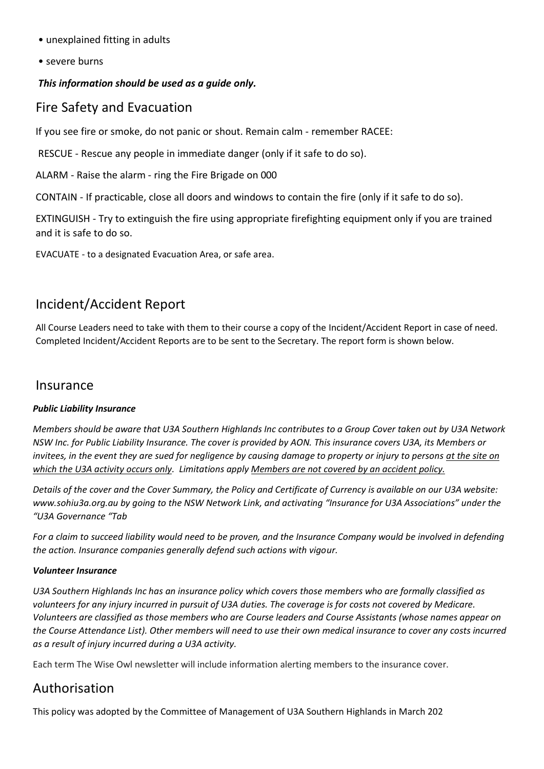- unexplained fitting in adults
- severe burns

***This information should be used as a guide only.***

## Fire Safety and Evacuation

If you see fire or smoke, do not panic or shout. Remain calm - remember RACEE:

RESCUE - Rescue any people in immediate danger (only if it safe to do so).

ALARM - Raise the alarm - ring the Fire Brigade on 000

CONTAIN - If practicable, close all doors and windows to contain the fire (only if it safe to do so).

EXTINGUISH - Try to extinguish the fire using appropriate firefighting equipment only if you are trained and it is safe to do so.

EVACUATE - to a designated Evacuation Area, or safe area.

## Incident/Accident Report

All Course Leaders need to take with them to their course a copy of the Incident/Accident Report in case of need. Completed Incident/Accident Reports are to be sent to the Secretary. The report form is shown below.

## Insurance

***Public Liability Insurance***

*Members should be aware that U3A Southern Highlands Inc contributes to a Group Cover taken out by U3A Network NSW Inc. for Public Liability Insurance. The cover is provided by AON. This insurance covers U3A, its Members or invitees, in the event they are sued for negligence by causing damage to property or injury to persons at the site on which the U3A activity occurs only. Limitations apply Members are not covered by an accident policy.*

*Details of the cover and the Cover Summary, the Policy and Certificate of Currency is available on our U3A website: www.sohiu3a.org.au by going to the NSW Network Link, and activating "Insurance for U3A Associations" under the "U3A Governance "Tab*

*For a claim to succeed liability would need to be proven, and the Insurance Company would be involved in defending the action. Insurance companies generally defend such actions with vigour.*

***Volunteer Insurance***

*U3A Southern Highlands Inc has an insurance policy which covers those members who are formally classified as volunteers for any injury incurred in pursuit of U3A duties. The coverage is for costs not covered by Medicare. Volunteers are classified as those members who are Course leaders and Course Assistants (whose names appear on the Course Attendance List). Other members will need to use their own medical insurance to cover any costs incurred as a result of injury incurred during a U3A activity.*

Each term The Wise Owl newsletter will include information alerting members to the insurance cover.

## Authorisation

This policy was adopted by the Committee of Management of U3A Southern Highlands in March 202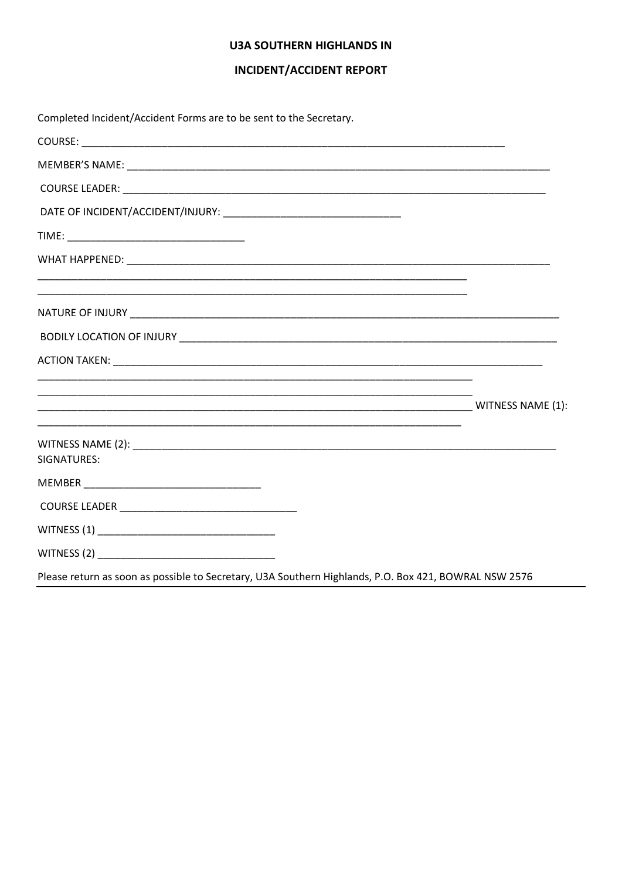**U3A SOUTHERN HIGHLANDS IN**

**INCIDENT/ACCIDENT REPORT**

Completed Incident/Accident Forms are to be sent to the Secretary.

COURSE: ___________________________________________________________________________

MEMBER'S NAME: ___________________________________________________________________________

COURSE LEADER: ___________________________________________________________________________

DATE OF INCIDENT/ACCIDENT/INJURY: ________________________________

TIME: ________________________________

WHAT HAPPENED: ___________________________________________________________________________

___________________________________________________________________________

___________________________________________________________________________

NATURE OF INJURY ___________________________________________________________________________

BODILY LOCATION OF INJURY ___________________________________________________________________________

ACTION TAKEN: ___________________________________________________________________________

___________________________________________________________________________

___________________________________________________________________________

___________________________________________________________________________ WITNESS NAME (1):

___________________________________________________________________________

WITNESS NAME (2): ___________________________________________________________________________

SIGNATURES:

MEMBER ________________________________

COURSE LEADER ________________________________

WITNESS (1) ________________________________

WITNESS (2) ________________________________

Please return as soon as possible to Secretary, U3A Southern Highlands, P.O. Box 421, BOWRAL NSW 2576